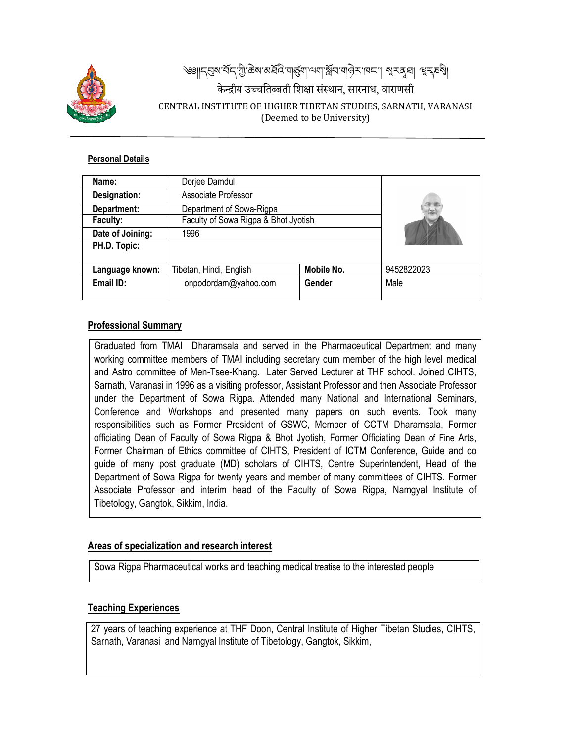ༀ།།དབུས་བོད་ཀྱི་ཆེས་མཐོའི་གཙུག་ལག་སློབ་གཉེར་ཁང་། སྔར་ནག ཝ་ར་ཎ་སི།

केन्द्रीय उच्चतिब्बती शिक्षा संस्थान, सारनाथ, वाराणसी

CENTRAL INSTITUTE OF HIGHER TIBETAN STUDIES, SARNATH, VARANASI
(Deemed to be University)

## Personal Details

| Name: | Dorjee Damdul | | |
|---|---|---|---|
| Designation: | Associate Professor | | |
| Department: | Department of Sowa-Rigpa | | |
| Faculty: | Faculty of Sowa Rigpa & Bhot Jyotish | | |
| Date of Joining: | 1996 | | |
| PH.D. Topic: | | | |
| Language known: | Tibetan, Hindi, English | Mobile No. | 9452822023 |
| Email ID: | onpodordam@yahoo.com | Gender | Male |

## Professional Summary

Graduated from TMAI Dharamsala and served in the Pharmaceutical Department and many working committee members of TMAI including secretary cum member of the high level medical and Astro committee of Men-Tsee-Khang. Later Served Lecturer at THF school. Joined CIHTS, Sarnath, Varanasi in 1996 as a visiting professor, Assistant Professor and then Associate Professor under the Department of Sowa Rigpa. Attended many National and International Seminars, Conference and Workshops and presented many papers on such events. Took many responsibilities such as Former President of GSWC, Member of CCTM Dharamsala, Former officiating Dean of Faculty of Sowa Rigpa & Bhot Jyotish, Former Officiating Dean of Fine Arts, Former Chairman of Ethics committee of CIHTS, President of ICTM Conference, Guide and co guide of many post graduate (MD) scholars of CIHTS, Centre Superintendent, Head of the Department of Sowa Rigpa for twenty years and member of many committees of CIHTS. Former Associate Professor and interim head of the Faculty of Sowa Rigpa, Namgyal Institute of Tibetology, Gangtok, Sikkim, India.

## Areas of specialization and research interest

Sowa Rigpa Pharmaceutical works and teaching medical treatise to the interested people

## Teaching Experiences

27 years of teaching experience at THF Doon, Central Institute of Higher Tibetan Studies, CIHTS, Sarnath, Varanasi and Namgyal Institute of Tibetology, Gangtok, Sikkim,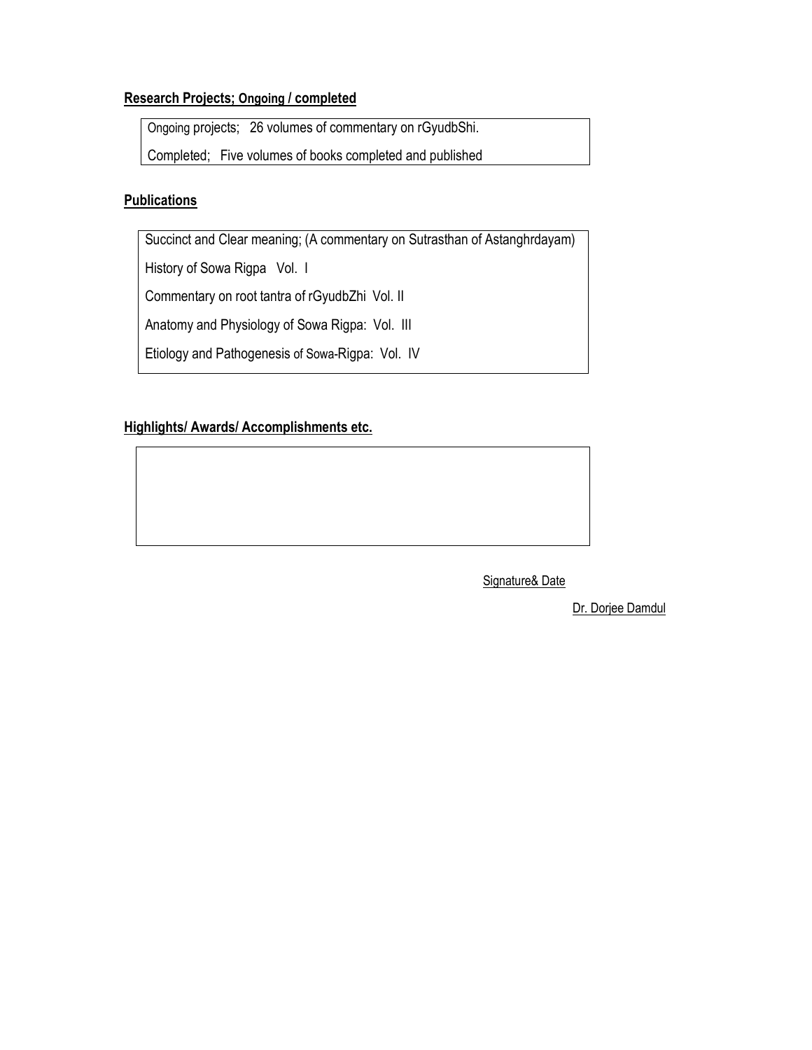**Research Projects; Ongoing / completed**

Ongoing projects; 26 volumes of commentary on rGyudbShi.

Completed; Five volumes of books completed and published

**Publications**

Succinct and Clear meaning; (A commentary on Sutrasthan of Astanghrdayam)

History of Sowa Rigpa Vol. I

Commentary on root tantra of rGyudbZhi Vol. II

Anatomy and Physiology of Sowa Rigpa: Vol. III

Etiology and Pathogenesis of Sowa-Rigpa: Vol. IV

**Highlights/ Awards/ Accomplishments etc.**

Signature& Date

Dr. Dorjee Damdul